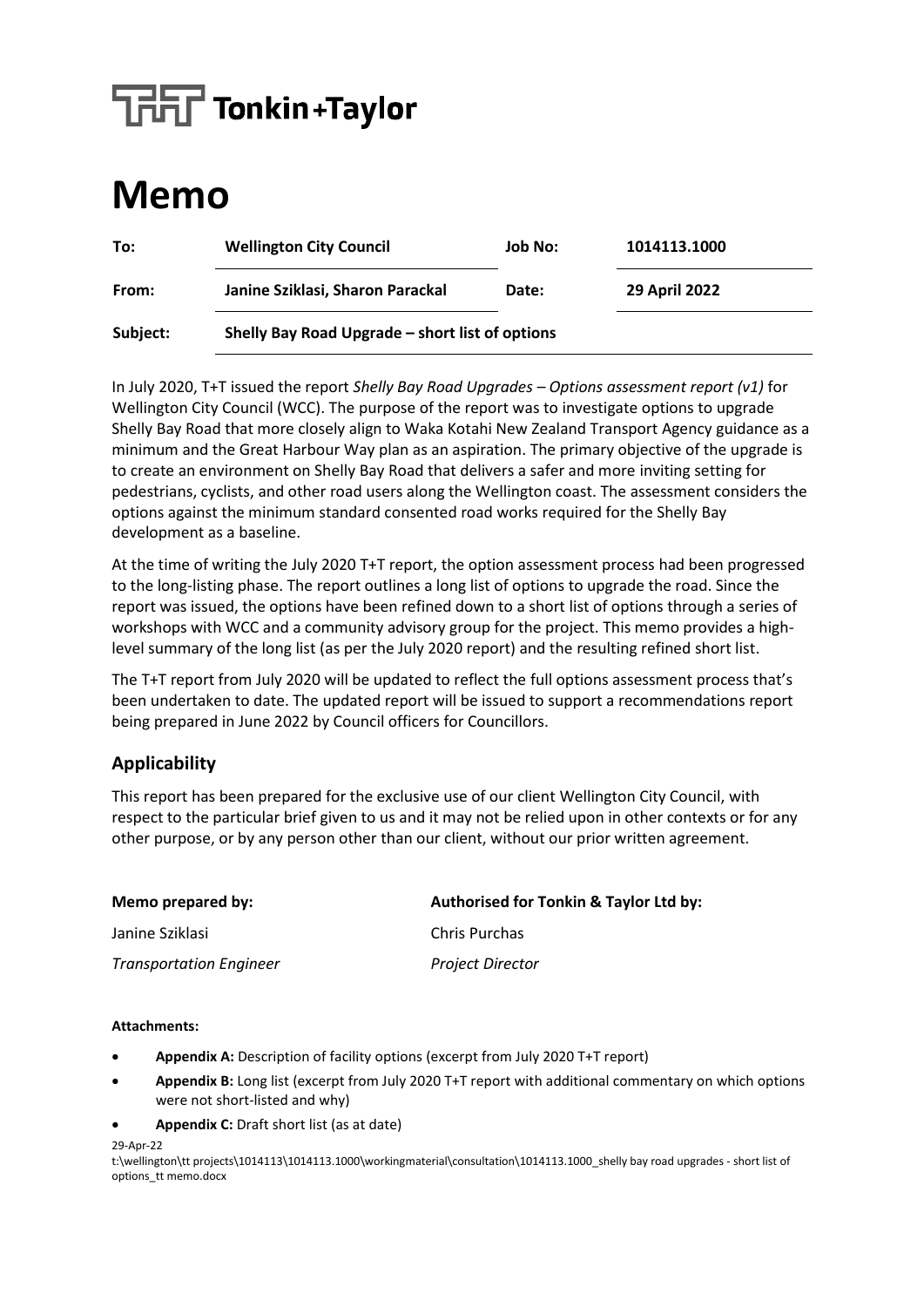Tonkin+Taylor

# Memo

| To: | Wellington City Council | Job No: | 1014113.1000 |
|---|---|---|---|
| From: | Janine Sziklasi, Sharon Parackal | Date: | 29 April 2022 |
| Subject: | Shelly Bay Road Upgrade – short list of options | | |

In July 2020, T+T issued the report *Shelly Bay Road Upgrades – Options assessment report (v1)* for Wellington City Council (WCC). The purpose of the report was to investigate options to upgrade Shelly Bay Road that more closely align to Waka Kotahi New Zealand Transport Agency guidance as a minimum and the Great Harbour Way plan as an aspiration. The primary objective of the upgrade is to create an environment on Shelly Bay Road that delivers a safer and more inviting setting for pedestrians, cyclists, and other road users along the Wellington coast. The assessment considers the options against the minimum standard consented road works required for the Shelly Bay development as a baseline.

At the time of writing the July 2020 T+T report, the option assessment process had been progressed to the long-listing phase. The report outlines a long list of options to upgrade the road. Since the report was issued, the options have been refined down to a short list of options through a series of workshops with WCC and a community advisory group for the project. This memo provides a high-level summary of the long list (as per the July 2020 report) and the resulting refined short list.

The T+T report from July 2020 will be updated to reflect the full options assessment process that's been undertaken to date. The updated report will be issued to support a recommendations report being prepared in June 2022 by Council officers for Councillors.

## Applicability

This report has been prepared for the exclusive use of our client Wellington City Council, with respect to the particular brief given to us and it may not be relied upon in other contexts or for any other purpose, or by any person other than our client, without our prior written agreement.

| Memo prepared by: | Authorised for Tonkin & Taylor Ltd by: |
|---|---|
| Janine Sziklasi | Chris Purchas |
| *Transportation Engineer* | *Project Director* |

**Attachments:**

- **Appendix A:** Description of facility options (excerpt from July 2020 T+T report)
- **Appendix B:** Long list (excerpt from July 2020 T+T report with additional commentary on which options were not short-listed and why)
- **Appendix C:** Draft short list (as at date)

29-Apr-22
t:\wellington\tt projects\1014113\1014113.1000\workingmaterial\consultation\1014113.1000_shelly bay road upgrades - short list of options_tt memo.docx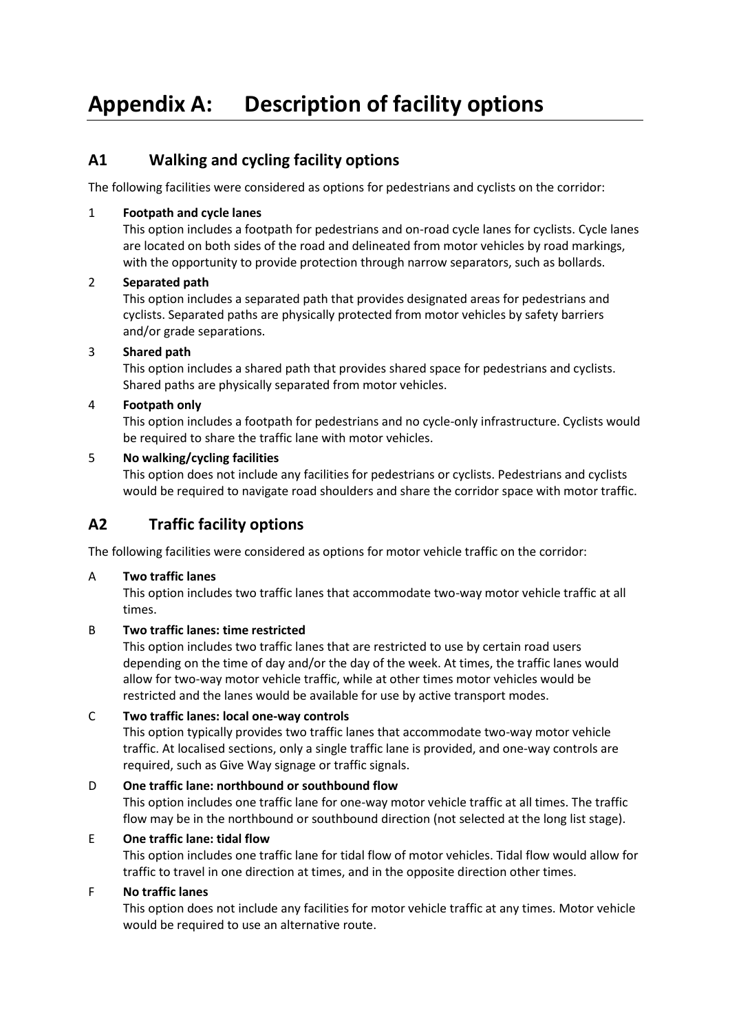# Appendix A: Description of facility options

## A1 Walking and cycling facility options

The following facilities were considered as options for pedestrians and cyclists on the corridor:

1 **Footpath and cycle lanes**
This option includes a footpath for pedestrians and on-road cycle lanes for cyclists. Cycle lanes are located on both sides of the road and delineated from motor vehicles by road markings, with the opportunity to provide protection through narrow separators, such as bollards.

2 **Separated path**
This option includes a separated path that provides designated areas for pedestrians and cyclists. Separated paths are physically protected from motor vehicles by safety barriers and/or grade separations.

3 **Shared path**
This option includes a shared path that provides shared space for pedestrians and cyclists. Shared paths are physically separated from motor vehicles.

4 **Footpath only**
This option includes a footpath for pedestrians and no cycle-only infrastructure. Cyclists would be required to share the traffic lane with motor vehicles.

5 **No walking/cycling facilities**
This option does not include any facilities for pedestrians or cyclists. Pedestrians and cyclists would be required to navigate road shoulders and share the corridor space with motor traffic.

## A2 Traffic facility options

The following facilities were considered as options for motor vehicle traffic on the corridor:

A **Two traffic lanes**
This option includes two traffic lanes that accommodate two-way motor vehicle traffic at all times.

B **Two traffic lanes: time restricted**
This option includes two traffic lanes that are restricted to use by certain road users depending on the time of day and/or the day of the week. At times, the traffic lanes would allow for two-way motor vehicle traffic, while at other times motor vehicles would be restricted and the lanes would be available for use by active transport modes.

C **Two traffic lanes: local one-way controls**
This option typically provides two traffic lanes that accommodate two-way motor vehicle traffic. At localised sections, only a single traffic lane is provided, and one-way controls are required, such as Give Way signage or traffic signals.

D **One traffic lane: northbound or southbound flow**
This option includes one traffic lane for one-way motor vehicle traffic at all times. The traffic flow may be in the northbound or southbound direction (not selected at the long list stage).

E **One traffic lane: tidal flow**
This option includes one traffic lane for tidal flow of motor vehicles. Tidal flow would allow for traffic to travel in one direction at times, and in the opposite direction other times.

F **No traffic lanes**
This option does not include any facilities for motor vehicle traffic at any times. Motor vehicle would be required to use an alternative route.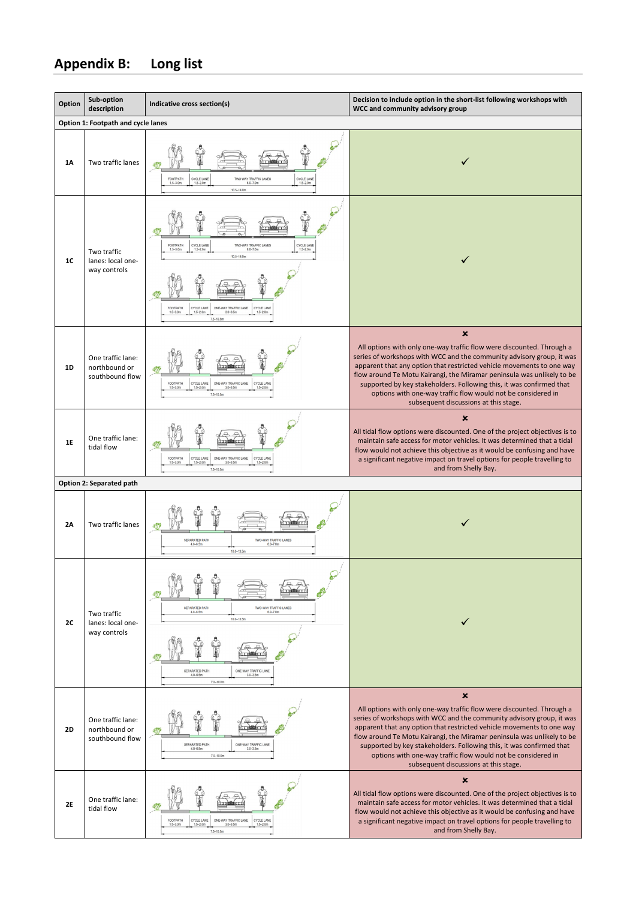## Appendix B: Long list

| Option | Sub-option description | Indicative cross section(s) | Decision to include option in the short-list following workshops with WCC and community advisory group |
|---|---|---|---|
| **Option 1: Footpath and cycle lanes** | | | |
| **1A** | Two traffic lanes | FOOTPATH 1.5–3.0m; CYCLE LANE 1.5–2.0m; TWO-WAY TRAFFIC LANES 6.0–7.0m; CYCLE LANE 1.5–2.0m; 10.5–14.0m | ✓ |
| **1C** | Two traffic lanes: local one-way controls | FOOTPATH 1.5–3.0m; CYCLE LANE 1.5–2.0m; TWO-WAY TRAFFIC LANES 6.0–7.0m; CYCLE LANE 1.5–2.0m; 10.5–14.0m<br>FOOTPATH 1.5–3.0m; CYCLE LANE 1.5–2.0m; ONE-WAY TRAFFIC LANE 3.0–3.5m; CYCLE LANE 1.5–2.0m; 7.5–10.5m | ✓ |
| **1D** | One traffic lane: northbound or southbound flow | FOOTPATH 1.5–3.0m; CYCLE LANE 1.5–2.0m; ONE-WAY TRAFFIC LANE 3.0–3.5m; CYCLE LANE 1.5–2.0m; 7.5–10.5m | ✗<br>All options with only one-way traffic flow were discounted. Through a series of workshops with WCC and the community advisory group, it was apparent that any option that restricted vehicle movements to one way flow around Te Motu Kairangi, the Miramar peninsula was unlikely to be supported by key stakeholders. Following this, it was confirmed that options with one-way traffic flow would not be considered in subsequent discussions at this stage. |
| **1E** | One traffic lane: tidal flow | FOOTPATH 1.5–3.0m; CYCLE LANE 1.5–2.0m; ONE-WAY TRAFFIC LANE 3.0–3.5m; CYCLE LANE 1.5–2.0m; 7.5–10.5m | ✗<br>All tidal flow options were discounted. One of the project objectives is to maintain safe access for motor vehicles. It was determined that a tidal flow would not achieve this objective as it would be confusing and have a significant negative impact on travel options for people travelling to and from Shelly Bay. |
| **Option 2: Separated path** | | | |
| **2A** | Two traffic lanes | SEPARATED PATH 4.0–6.5m; TWO-WAY TRAFFIC LANES 6.0–7.0m; 10.0–13.5m | ✓ |
| **2C** | Two traffic lanes: local one-way controls | SEPARATED PATH 4.0–6.5m; TWO-WAY TRAFFIC LANES 6.0–7.0m; 10.0–13.5m<br>SEPARATED PATH 4.0–6.5m; ONE-WAY TRAFFIC LANE 3.0–3.5m; 7.5–10.0m | ✓ |
| **2D** | One traffic lane: northbound or southbound flow | SEPARATED PATH 4.0–6.5m; ONE-WAY TRAFFIC LANE 3.0–3.5m; 7.5–10.0m | ✗<br>All options with only one-way traffic flow were discounted. Through a series of workshops with WCC and the community advisory group, it was apparent that any option that restricted vehicle movements to one way flow around Te Motu Kairangi, the Miramar peninsula was unlikely to be supported by key stakeholders. Following this, it was confirmed that options with one-way traffic flow would not be considered in subsequent discussions at this stage. |
| **2E** | One traffic lane: tidal flow | FOOTPATH 1.5–3.0m; CYCLE LANE 1.5–2.0m; ONE-WAY TRAFFIC LANE 3.0–3.5m; CYCLE LANE 1.5–2.0m; 7.5–10.5m | ✗<br>All tidal flow options were discounted. One of the project objectives is to maintain safe access for motor vehicles. It was determined that a tidal flow would not achieve this objective as it would be confusing and have a significant negative impact on travel options for people travelling to and from Shelly Bay. |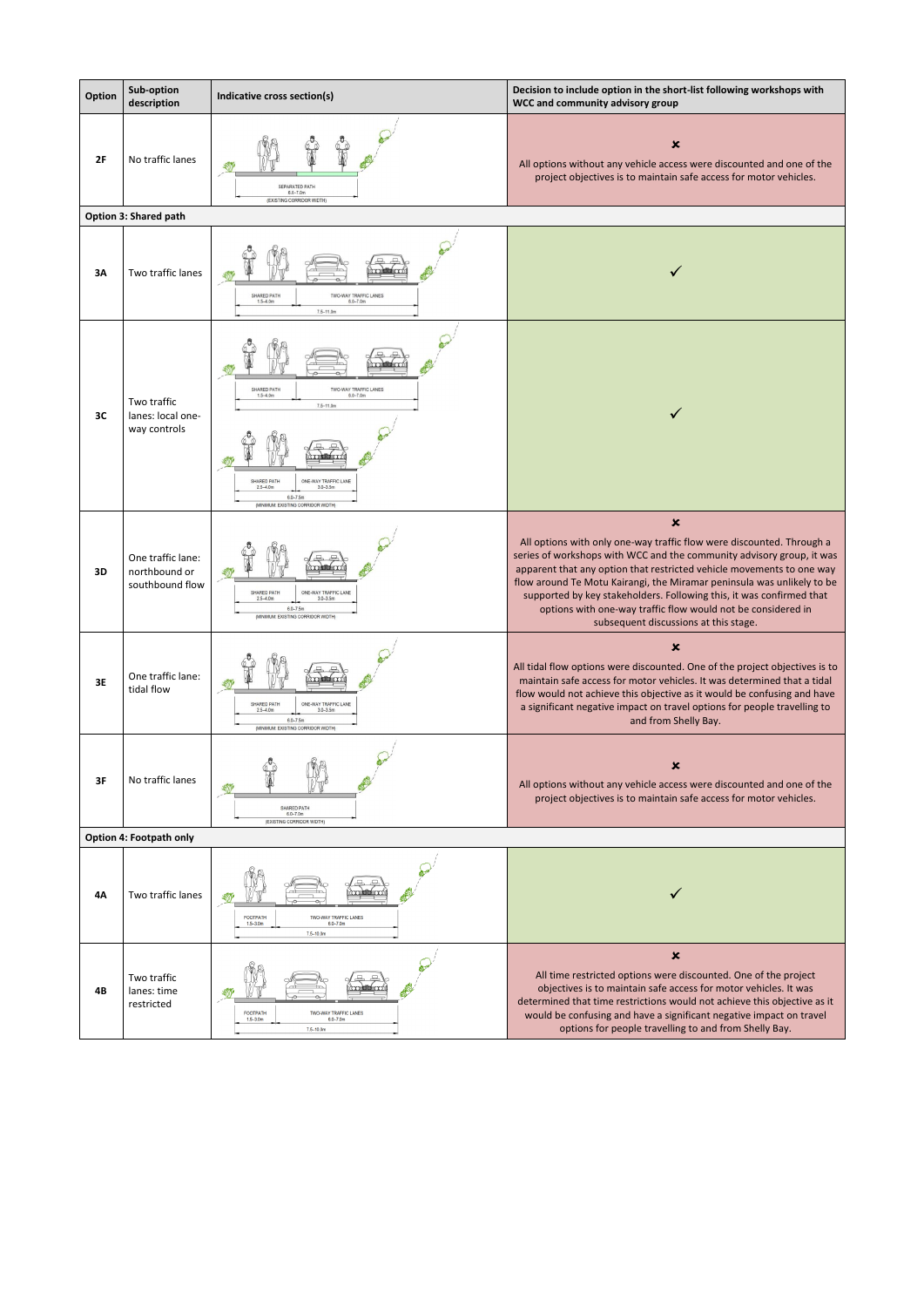| Option | Sub-option description | Indicative cross section(s) | Decision to include option in the short-list following workshops with WCC and community advisory group |
|---|---|---|---|
| 2F | No traffic lanes | SEPARATED PATH 6.0–7.0m (EXISTING CORRIDOR WIDTH) | ✗ All options without any vehicle access were discounted and one of the project objectives is to maintain safe access for motor vehicles. |
| **Option 3: Shared path** | | | |
| 3A | Two traffic lanes | SHARED PATH 1.5–4.0m; TWO-WAY TRAFFIC LANES 6.0–7.0m; 7.5–11.0m | ✓ |
| 3C | Two traffic lanes: local one-way controls | SHARED PATH 1.5–4.0m; TWO-WAY TRAFFIC LANES 6.0–7.0m; 7.5–11.0m / SHARED PATH 2.5–4.0m; ONE-WAY TRAFFIC LANE 3.0–3.5m; 6.0–7.5m (MINIMUM EXISTING CORRIDOR WIDTH) | ✓ |
| 3D | One traffic lane: northbound or southbound flow | SHARED PATH 2.5–4.0m; ONE-WAY TRAFFIC LANE 3.0–3.5m; 6.0–7.5m (MINIMUM EXISTING CORRIDOR WIDTH) | ✗ All options with only one-way traffic flow were discounted. Through a series of workshops with WCC and the community advisory group, it was apparent that any option that restricted vehicle movements to one way flow around Te Motu Kairangi, the Miramar peninsula was unlikely to be supported by key stakeholders. Following this, it was confirmed that options with one-way traffic flow would not be considered in subsequent discussions at this stage. |
| 3E | One traffic lane: tidal flow | SHARED PATH 2.5–4.0m; ONE-WAY TRAFFIC LANE 3.0–3.5m; 6.0–7.5m (MINIMUM EXISTING CORRIDOR WIDTH) | ✗ All tidal flow options were discounted. One of the project objectives is to maintain safe access for motor vehicles. It was determined that a tidal flow would not achieve this objective as it would be confusing and have a significant negative impact on travel options for people travelling to and from Shelly Bay. |
| 3F | No traffic lanes | SHARED PATH 6.0–7.0m (EXISTING CORRIDOR WIDTH) | ✗ All options without any vehicle access were discounted and one of the project objectives is to maintain safe access for motor vehicles. |
| **Option 4: Footpath only** | | | |
| 4A | Two traffic lanes | FOOTPATH 1.5–3.0m; TWO-WAY TRAFFIC LANES 6.0–7.0m; 7.5–10.0m | ✓ |
| 4B | Two traffic lanes: time restricted | FOOTPATH 1.5–3.0m; TWO-WAY TRAFFIC LANES 6.0–7.0m; 7.5–10.0m | ✗ All time restricted options were discounted. One of the project objectives is to maintain safe access for motor vehicles. It was determined that time restrictions would not achieve this objective as it would be confusing and have a significant negative impact on travel options for people travelling to and from Shelly Bay. |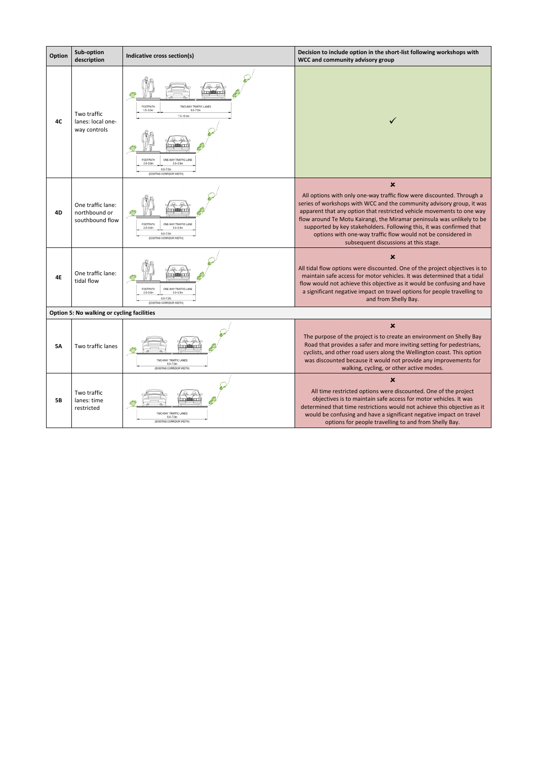| Option | Sub-option description | Indicative cross section(s) | Decision to include option in the short-list following workshops with WCC and community advisory group |
|---|---|---|---|
| 4C | Two traffic lanes: local one-way controls | FOOTPATH 1.5–3.0m; TWO-WAY TRAFFIC LANES 6.0–7.5m; 7.5–10.0m<br>FOOTPATH 2.5–3.0m; ONE-WAY TRAFFIC LANE 3.3–3.5m; 6.0–7.0m (EXISTING CORRIDOR WIDTH) | ✓ |
| 4D | One traffic lane: northbound or southbound flow | FOOTPATH 2.5–3.0m; ONE-WAY TRAFFIC LANE 3.3–3.5m; 6.0–7.0m (EXISTING CORRIDOR WIDTH) | ✗<br>All options with only one-way traffic flow were discounted. Through a series of workshops with WCC and the community advisory group, it was apparent that any option that restricted vehicle movements to one way flow around Te Motu Kairangi, the Miramar peninsula was unlikely to be supported by key stakeholders. Following this, it was confirmed that options with one-way traffic flow would not be considered in subsequent discussions at this stage. |
| 4E | One traffic lane: tidal flow | FOOTPATH 2.5–3.0m; ONE-WAY TRAFFIC LANE 3.3–3.5m; 6.0–7.0m (EXISTING CORRIDOR WIDTH) | ✗<br>All tidal flow options were discounted. One of the project objectives is to maintain safe access for motor vehicles. It was determined that a tidal flow would not achieve this objective as it would be confusing and have a significant negative impact on travel options for people travelling to and from Shelly Bay. |
| **Option 5: No walking or cycling facilities** | | | |
| 5A | Two traffic lanes | TWO-WAY TRAFFIC LANES 6.0–7.0m (EXISTING CORRIDOR WIDTH) | ✗<br>The purpose of the project is to create an environment on Shelly Bay Road that provides a safer and more inviting setting for pedestrians, cyclists, and other road users along the Wellington coast. This option was discounted because it would not provide any improvements for walking, cycling, or other active modes. |
| 5B | Two traffic lanes: time restricted | TWO-WAY TRAFFIC LANES 6.0–7.0m (EXISTING CORRIDOR WIDTH) | ✗<br>All time restricted options were discounted. One of the project objectives is to maintain safe access for motor vehicles. It was determined that time restrictions would not achieve this objective as it would be confusing and have a significant negative impact on travel options for people travelling to and from Shelly Bay. |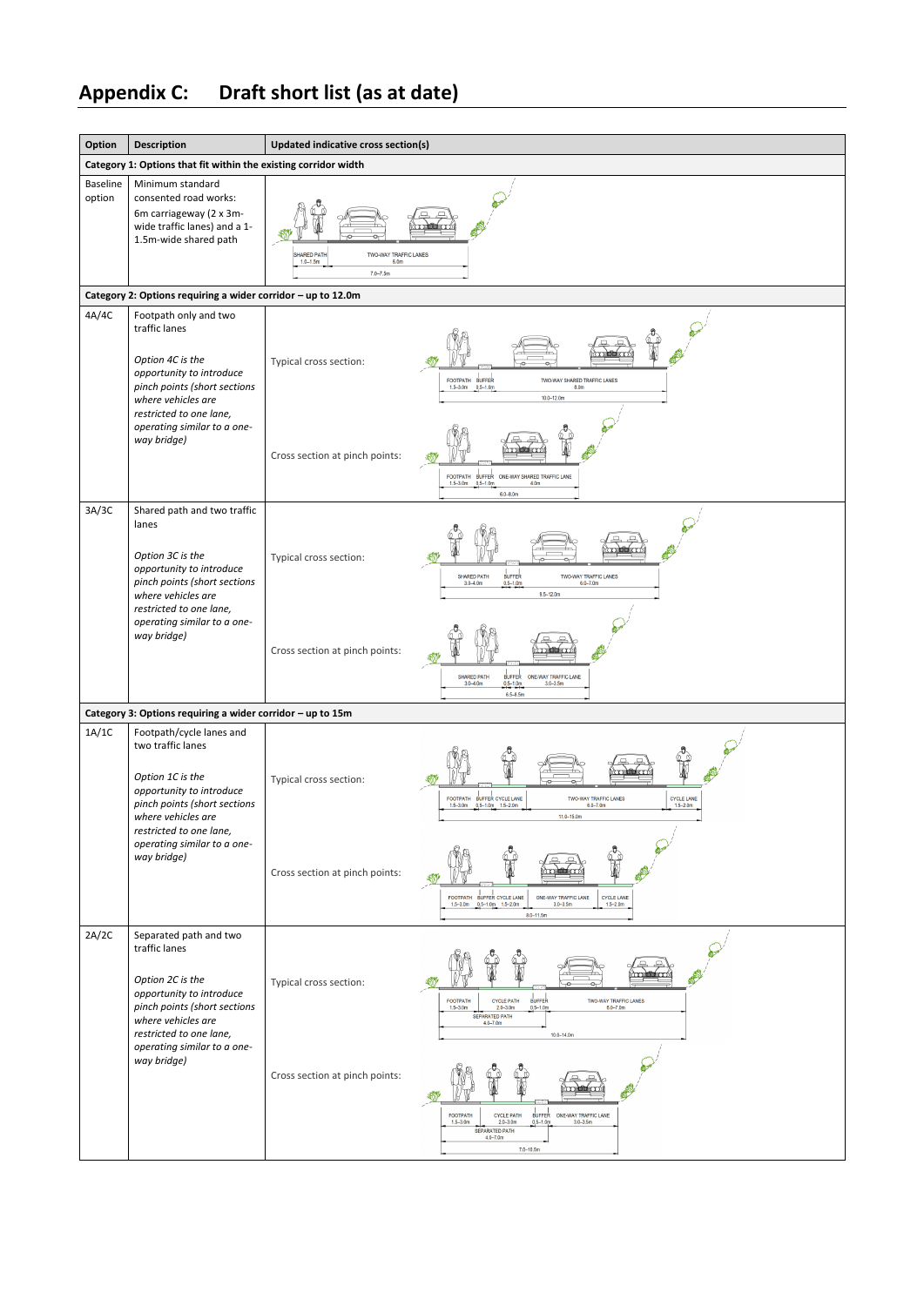# Appendix C: Draft short list (as at date)

| Option | Description | Updated indicative cross section(s) |
|---|---|---|
| **Category 1: Options that fit within the existing corridor width** | | |
| Baseline option | Minimum standard consented road works: 6m carriageway (2 x 3m-wide traffic lanes) and a 1-1.5m-wide shared path | SHARED PATH 1.0–1.5m; TWO-WAY TRAFFIC LANES 6.0m; 7.0–7.5m |
| **Category 2: Options requiring a wider corridor – up to 12.0m** | | |
| 4A/4C | Footpath only and two traffic lanes<br><br>*Option 4C is the opportunity to introduce pinch points (short sections where vehicles are restricted to one lane, operating similar to a one-way bridge)* | Typical cross section: FOOTPATH 1.5–3.0m; BUFFER 0.5–1.0m; TWO-WAY SHARED TRAFFIC LANES 8.0m; 10.0–12.0m<br><br>Cross section at pinch points: FOOTPATH 1.5–3.0m; BUFFER 0.5–1.0m; ONE-WAY SHARED TRAFFIC LANE 4.0m; 6.0–8.0m |
| 3A/3C | Shared path and two traffic lanes<br><br>*Option 3C is the opportunity to introduce pinch points (short sections where vehicles are restricted to one lane, operating similar to a one-way bridge)* | Typical cross section: SHARED PATH 3.0–4.0m; BUFFER 0.5–1.0m; TWO-WAY TRAFFIC LANES 6.0–7.0m; 9.5–12.0m<br><br>Cross section at pinch points: SHARED PATH 3.0–4.0m; BUFFER 0.5–1.0m; ONE-WAY TRAFFIC LANE 3.0–3.5m; 6.5–8.5m |
| **Category 3: Options requiring a wider corridor – up to 15m** | | |
| 1A/1C | Footpath/cycle lanes and two traffic lanes<br><br>*Option 1C is the opportunity to introduce pinch points (short sections where vehicles are restricted to one lane, operating similar to a one-way bridge)* | Typical cross section: FOOTPATH 1.5–3.0m; BUFFER 0.5–1.0m; CYCLE LANE 1.5–2.0m; TWO-WAY TRAFFIC LANES 6.0–7.0m; CYCLE LANE 1.5–2.0m; 11.0–15.0m<br><br>Cross section at pinch points: FOOTPATH 1.5–3.0m; BUFFER 0.5–1.0m; CYCLE LANE 1.5–2.0m; ONE-WAY TRAFFIC LANE 3.0–3.5m; CYCLE LANE 1.5–2.0m; 8.0–11.5m |
| 2A/2C | Separated path and two traffic lanes<br><br>*Option 2C is the opportunity to introduce pinch points (short sections where vehicles are restricted to one lane, operating similar to a one-way bridge)* | Typical cross section: FOOTPATH 1.5–3.0m; CYCLE PATH 2.0–3.0m; SEPARATED PATH 4.0–7.0m; BUFFER 0.5–1.0m; TWO-WAY TRAFFIC LANES 6.0–7.0m; 10.0–14.0m<br><br>Cross section at pinch points: FOOTPATH 1.5–3.0m; CYCLE PATH 2.0–3.0m; SEPARATED PATH 4.0–7.0m; BUFFER 0.5–1.0m; ONE-WAY TRAFFIC LANE 3.0–3.5m; 7.0–10.5m |